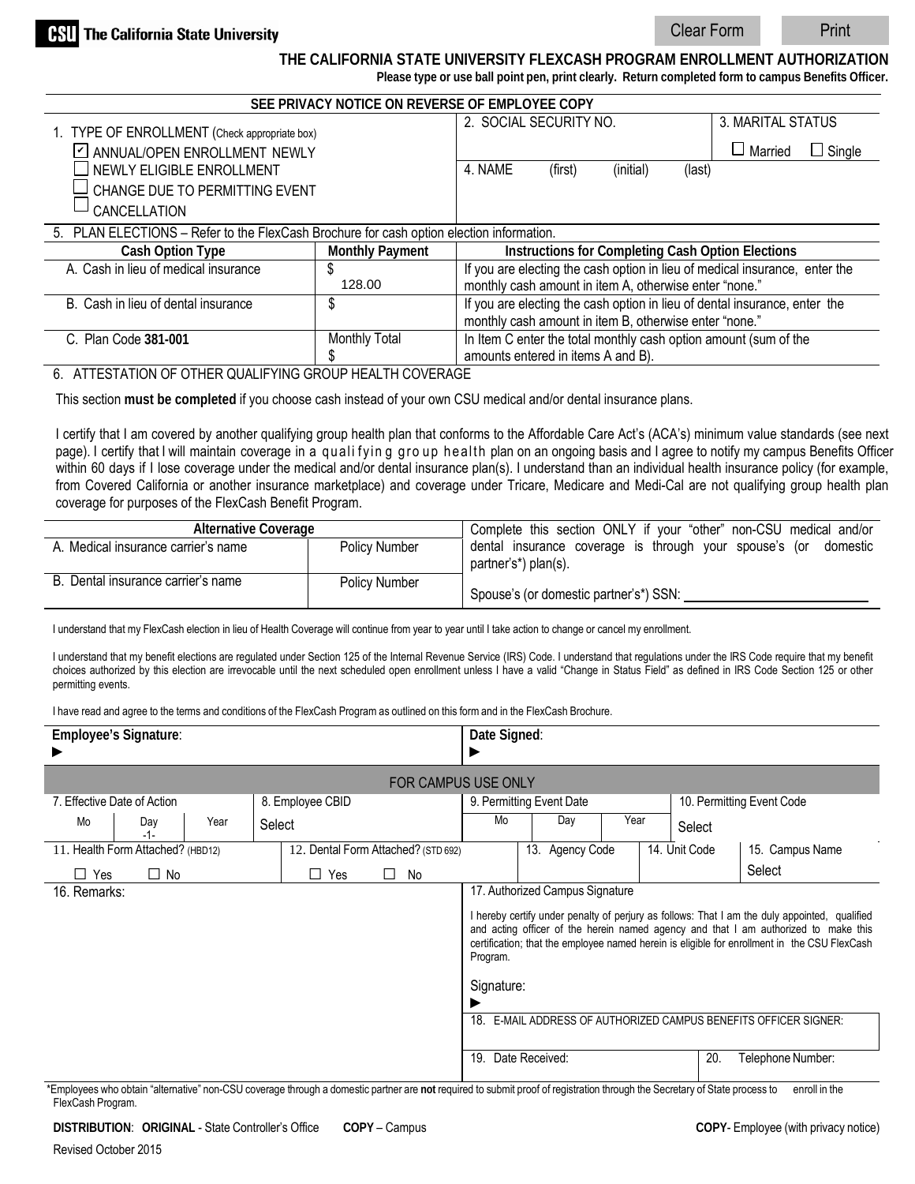**CSU** The California State University

Clear Form | Print

## THE CALIFORNIA STATE UNIVERSITY FLEXCASH PROGRAM ENROLLMENT AUTHORIZATION

**Please type or use ball point pen, print clearly. Return completed form to campus Benefits Officer.**

**SEE PRIVACY NOTICE ON REVERSE OF EMPLOYEE COPY**

| 1. TYPE OF ENROLLMENT (Check appropriate box) | 2. SOCIAL SECURITY NO. | 3. MARITAL STATUS |
|---|---|---|
| ☑ ANNUAL/OPEN ENROLLMENT NEWLY | | ☐ Married ☐ Single |
| ☐ NEWLY ELIGIBLE ENROLLMENT | 4. NAME (first) (initial) (last) | |
| ☐ CHANGE DUE TO PERMITTING EVENT | | |
| ☐ CANCELLATION | | |

5. PLAN ELECTIONS – Refer to the FlexCash Brochure for cash option election information.

| Cash Option Type | Monthly Payment | Instructions for Completing Cash Option Elections |
|---|---|---|
| A. Cash in lieu of medical insurance | $ 128.00 | If you are electing the cash option in lieu of medical insurance, enter the monthly cash amount in item A, otherwise enter "none." |
| B. Cash in lieu of dental insurance | $ | If you are electing the cash option in lieu of dental insurance, enter the monthly cash amount in item B, otherwise enter "none." |
| C. Plan Code **381-001** | Monthly Total $ | In Item C enter the total monthly cash option amount (sum of the amounts entered in items A and B). |

6. ATTESTATION OF OTHER QUALIFYING GROUP HEALTH COVERAGE

This section **must be completed** if you choose cash instead of your own CSU medical and/or dental insurance plans.

I certify that I am covered by another qualifying group health plan that conforms to the Affordable Care Act's (ACA's) minimum value standards (see next page). I certify that I will maintain coverage in a qualifying group health plan on an ongoing basis and I agree to notify my campus Benefits Officer within 60 days if I lose coverage under the medical and/or dental insurance plan(s). I understand than an individual health insurance policy (for example, from Covered California or another insurance marketplace) and coverage under Tricare, Medicare and Medi-Cal are not qualifying group health plan coverage for purposes of the FlexCash Benefit Program.

| Alternative Coverage | | Complete this section ONLY if your "other" non-CSU medical and/or dental insurance coverage is through your spouse's (or domestic partner's*) plan(s). |
|---|---|---|
| A. Medical insurance carrier's name | Policy Number | |
| B. Dental insurance carrier's name | Policy Number | Spouse's (or domestic partner's*) SSN: ________ |

I understand that my FlexCash election in lieu of Health Coverage will continue from year to year until I take action to change or cancel my enrollment.

I understand that my benefit elections are regulated under Section 125 of the Internal Revenue Service (IRS) Code. I understand that regulations under the IRS Code require that my benefit choices authorized by this election are irrevocable until the next scheduled open enrollment unless I have a valid "Change in Status Field" as defined in IRS Code Section 125 or other permitting events.

I have read and agree to the terms and conditions of the FlexCash Program as outlined on this form and in the FlexCash Brochure.

| **Employee's Signature**: ▶ | **Date Signed**: ▶ |
|---|---|

**FOR CAMPUS USE ONLY**

| 7. Effective Date of Action (Mo / Day -1- / Year) | 8. Employee CBID: Select | 9. Permitting Event Date (Mo / Day / Year) | 10. Permitting Event Code: Select |
|---|---|---|---|
| 11. Health Form Attached? (HBD12) ☐ Yes ☐ No | 12. Dental Form Attached? (STD 692) ☐ Yes ☐ No | 13. Agency Code / 14. Unit Code | 15. Campus Name: Select |

| 16. Remarks: | 17. Authorized Campus Signature |
|---|---|
| | I hereby certify under penalty of perjury as follows: That I am the duly appointed, qualified and acting officer of the herein named agency and that I am authorized to make this certification; that the employee named herein is eligible for enrollment in the CSU FlexCash Program. Signature: ▶ |
| | 18. E-MAIL ADDRESS OF AUTHORIZED CAMPUS BENEFITS OFFICER SIGNER: |
| | 19. Date Received: / 20. Telephone Number: |

*Employees who obtain "alternative" non-CSU coverage through a domestic partner are **not** required to submit proof of registration through the Secretary of State process to enroll in the FlexCash Program.

**DISTRIBUTION**: **ORIGINAL** - State Controller's Office **COPY** – Campus **COPY**- Employee (with privacy notice)

Revised October 2015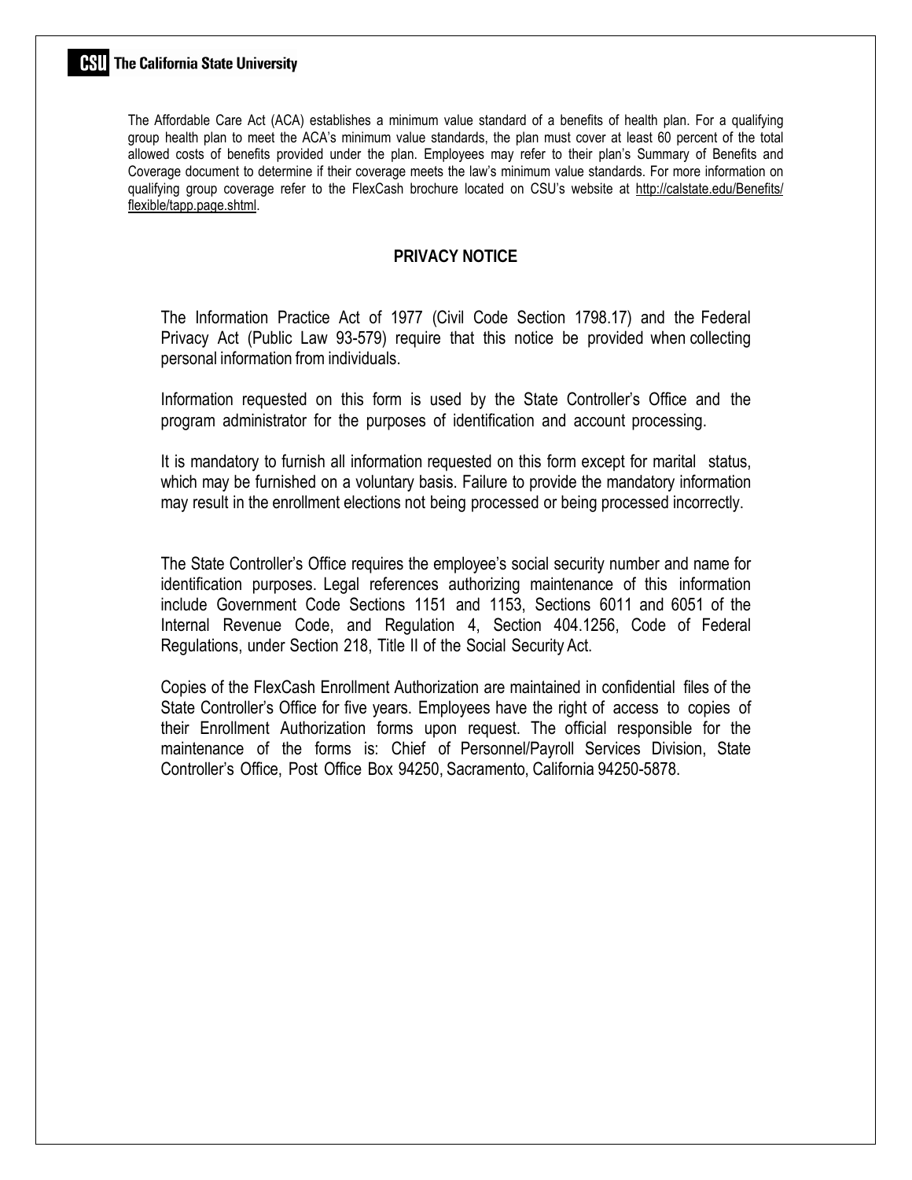The Affordable Care Act (ACA) establishes a minimum value standard of a benefits of health plan. For a qualifying group health plan to meet the ACA's minimum value standards, the plan must cover at least 60 percent of the total allowed costs of benefits provided under the plan. Employees may refer to their plan's Summary of Benefits and Coverage document to determine if their coverage meets the law's minimum value standards. For more information on qualifying group coverage refer to the FlexCash brochure located on CSU's website at http://calstate.edu/Benefits/flexible/tapp.page.shtml.

## PRIVACY NOTICE

The Information Practice Act of 1977 (Civil Code Section 1798.17) and the Federal Privacy Act (Public Law 93-579) require that this notice be provided when collecting personal information from individuals.

Information requested on this form is used by the State Controller's Office and the program administrator for the purposes of identification and account processing.

It is mandatory to furnish all information requested on this form except for marital status, which may be furnished on a voluntary basis. Failure to provide the mandatory information may result in the enrollment elections not being processed or being processed incorrectly.

The State Controller's Office requires the employee's social security number and name for identification purposes. Legal references authorizing maintenance of this information include Government Code Sections 1151 and 1153, Sections 6011 and 6051 of the Internal Revenue Code, and Regulation 4, Section 404.1256, Code of Federal Regulations, under Section 218, Title II of the Social Security Act.

Copies of the FlexCash Enrollment Authorization are maintained in confidential files of the State Controller's Office for five years. Employees have the right of access to copies of their Enrollment Authorization forms upon request. The official responsible for the maintenance of the forms is: Chief of Personnel/Payroll Services Division, State Controller's Office, Post Office Box 94250, Sacramento, California 94250-5878.